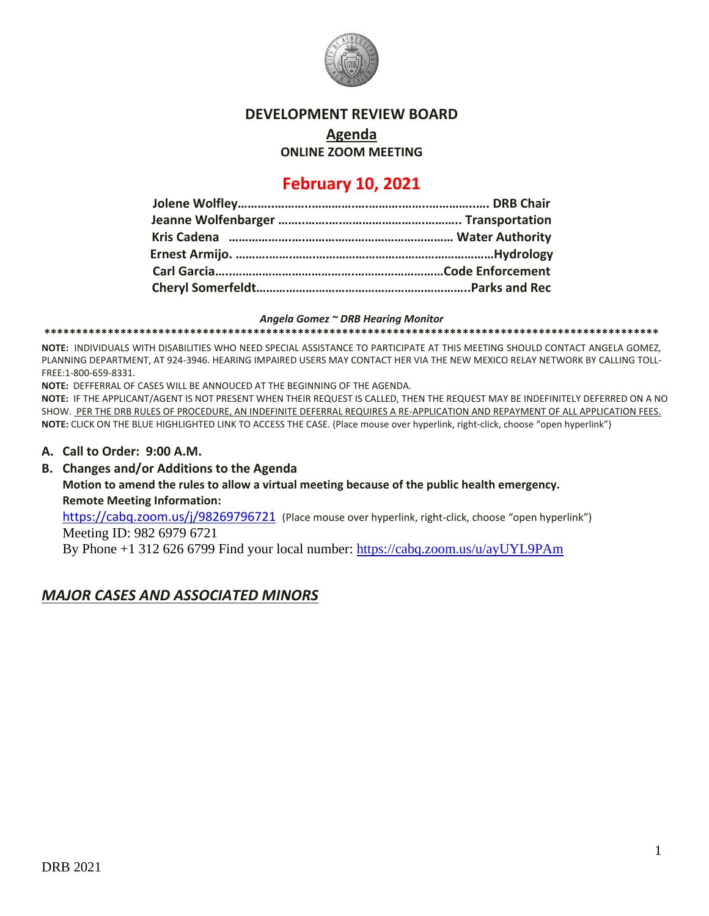# DEVELOPMENT REVIEW BOARD

## Agenda

**ONLINE ZOOM MEETING**

## February 10, 2021

**Jolene Wolfley……………………………………………………………… DRB Chair**
**Jeanne Wolfenbarger ………………………………………………. Transportation**
**Kris Cadena ………………………………………………………… Water Authority**
**Ernest Armijo. ……………………………………………………………………Hydrology**
**Carl Garcia……………………………………………………………Code Enforcement**
**Cheryl Somerfeldt………………………………………………………..Parks and Rec**

***Angela Gomez ~ DRB Hearing Monitor***

**************************************************************************************************

**NOTE:** INDIVIDUALS WITH DISABILITIES WHO NEED SPECIAL ASSISTANCE TO PARTICIPATE AT THIS MEETING SHOULD CONTACT ANGELA GOMEZ, PLANNING DEPARTMENT, AT 924-3946. HEARING IMPAIRED USERS MAY CONTACT HER VIA THE NEW MEXICO RELAY NETWORK BY CALLING TOLL-FREE:1-800-659-8331.

**NOTE:** DEFFERRAL OF CASES WILL BE ANNOUCED AT THE BEGINNING OF THE AGENDA.

**NOTE:** IF THE APPLICANT/AGENT IS NOT PRESENT WHEN THEIR REQUEST IS CALLED, THEN THE REQUEST MAY BE INDEFINITELY DEFERRED ON A NO SHOW. PER THE DRB RULES OF PROCEDURE, AN INDEFINITE DEFERRAL REQUIRES A RE-APPLICATION AND REPAYMENT OF ALL APPLICATION FEES.

**NOTE:** CLICK ON THE BLUE HIGHLIGHTED LINK TO ACCESS THE CASE. (Place mouse over hyperlink, right-click, choose "open hyperlink")

**A. Call to Order: 9:00 A.M.**

**B. Changes and/or Additions to the Agenda**

**Motion to amend the rules to allow a virtual meeting because of the public health emergency.**

**Remote Meeting Information:**

https://cabq.zoom.us/j/98269796721 (Place mouse over hyperlink, right-click, choose "open hyperlink")

Meeting ID: 982 6979 6721

By Phone +1 312 626 6799 Find your local number: https://cabq.zoom.us/u/ayUYL9PAm

## *MAJOR CASES AND ASSOCIATED MINORS*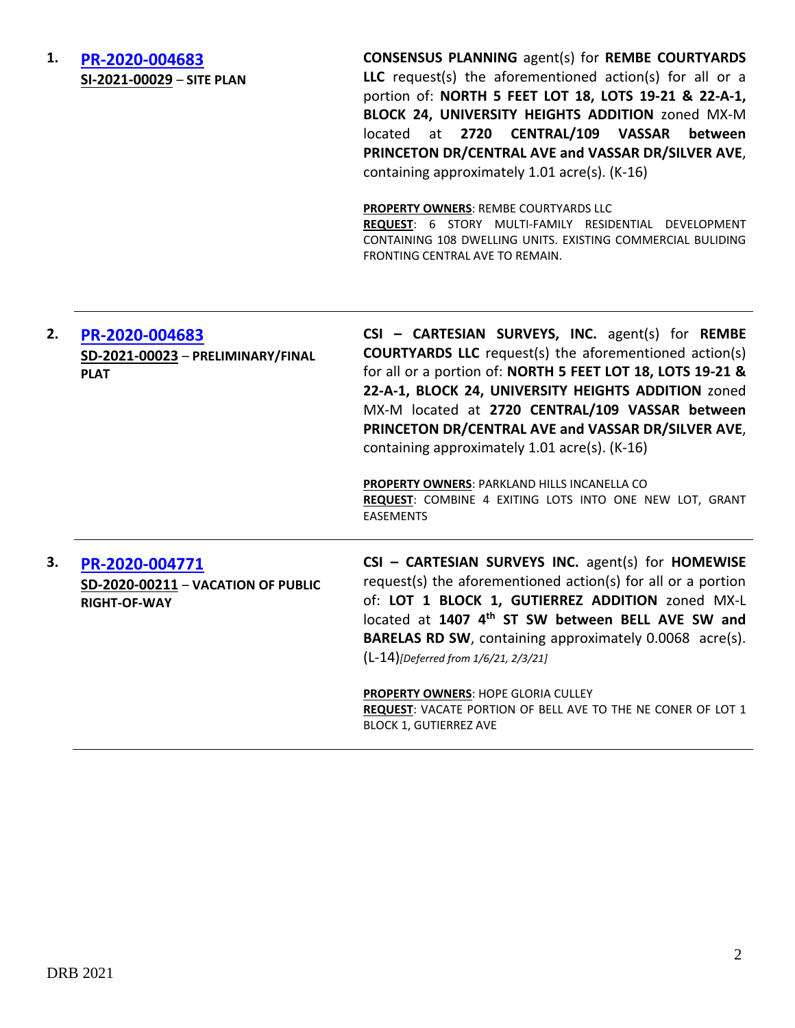1. **[PR-2020-004683](#)**
   **SI-2021-00029** – **SITE PLAN**

   **CONSENSUS PLANNING** agent(s) for **REMBE COURTYARDS LLC** request(s) the aforementioned action(s) for all or a portion of: **NORTH 5 FEET LOT 18, LOTS 19-21 & 22-A-1, BLOCK 24, UNIVERSITY HEIGHTS ADDITION** zoned MX-M located at **2720 CENTRAL/109 VASSAR between PRINCETON DR/CENTRAL AVE and VASSAR DR/SILVER AVE**, containing approximately 1.01 acre(s). (K-16)

   **PROPERTY OWNERS**: REMBE COURTYARDS LLC
   **REQUEST**: 6 STORY MULTI-FAMILY RESIDENTIAL DEVELOPMENT CONTAINING 108 DWELLING UNITS. EXISTING COMMERCIAL BULIDING FRONTING CENTRAL AVE TO REMAIN.

---

2. **[PR-2020-004683](#)**
   **SD-2021-00023** – **PRELIMINARY/FINAL PLAT**

   **CSI – CARTESIAN SURVEYS, INC.** agent(s) for **REMBE COURTYARDS LLC** request(s) the aforementioned action(s) for all or a portion of: **NORTH 5 FEET LOT 18, LOTS 19-21 & 22-A-1, BLOCK 24, UNIVERSITY HEIGHTS ADDITION** zoned MX-M located at **2720 CENTRAL/109 VASSAR between PRINCETON DR/CENTRAL AVE and VASSAR DR/SILVER AVE**, containing approximately 1.01 acre(s). (K-16)

   **PROPERTY OWNERS**: PARKLAND HILLS INCANELLA CO
   **REQUEST**: COMBINE 4 EXITING LOTS INTO ONE NEW LOT, GRANT EASEMENTS

---

3. **[PR-2020-004771](#)**
   **SD-2020-00211** – **VACATION OF PUBLIC RIGHT-OF-WAY**

   **CSI – CARTESIAN SURVEYS INC.** agent(s) for **HOMEWISE** request(s) the aforementioned action(s) for all or a portion of: **LOT 1 BLOCK 1, GUTIERREZ ADDITION** zoned MX-L located at **1407 4th ST SW between BELL AVE SW and BARELAS RD SW**, containing approximately 0.0068 acre(s). (L-14)*[Deferred from 1/6/21, 2/3/21]*

   **PROPERTY OWNERS**: HOPE GLORIA CULLEY
   **REQUEST**: VACATE PORTION OF BELL AVE TO THE NE CONER OF LOT 1 BLOCK 1, GUTIERREZ AVE

---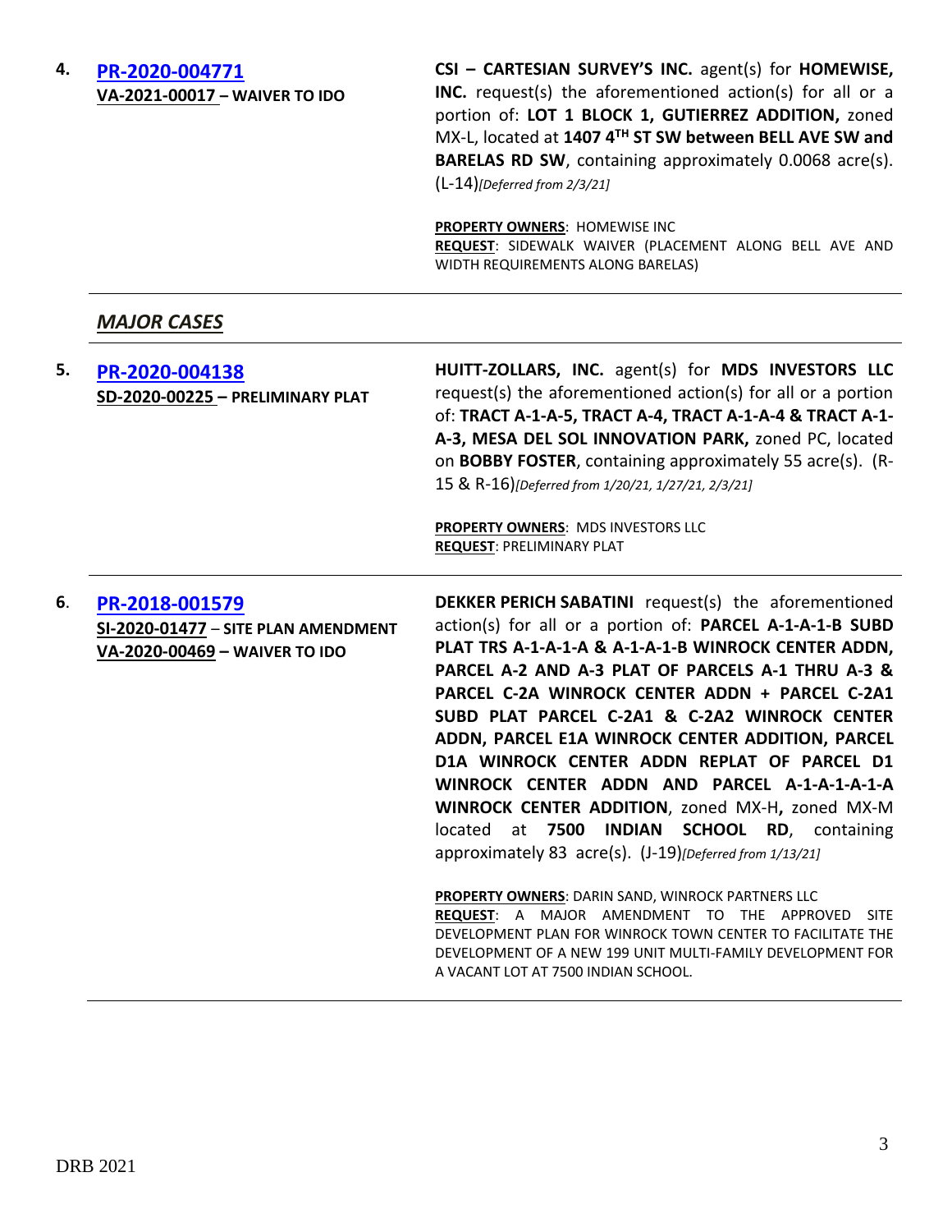4. **[PR-2020-004771](PR-2020-004771)**
**VA-2021-00017 – WAIVER TO IDO**

**CSI – CARTESIAN SURVEY'S INC.** agent(s) for **HOMEWISE, INC.** request(s) the aforementioned action(s) for all or a portion of: **LOT 1 BLOCK 1, GUTIERREZ ADDITION,** zoned MX-L, located at **1407 4TH ST SW between BELL AVE SW and BARELAS RD SW**, containing approximately 0.0068 acre(s). (L-14)*[Deferred from 2/3/21]*

**PROPERTY OWNERS**: HOMEWISE INC
**REQUEST**: SIDEWALK WAIVER (PLACEMENT ALONG BELL AVE AND WIDTH REQUIREMENTS ALONG BARELAS)

---

## *MAJOR CASES*

---

5. **[PR-2020-004138](PR-2020-004138)**
**SD-2020-00225 – PRELIMINARY PLAT**

**HUITT-ZOLLARS, INC.** agent(s) for **MDS INVESTORS LLC** request(s) the aforementioned action(s) for all or a portion of: **TRACT A-1-A-5, TRACT A-4, TRACT A-1-A-4 & TRACT A-1-A-3, MESA DEL SOL INNOVATION PARK,** zoned PC, located on **BOBBY FOSTER**, containing approximately 55 acre(s). (R-15 & R-16)*[Deferred from 1/20/21, 1/27/21, 2/3/21]*

**PROPERTY OWNERS**: MDS INVESTORS LLC
**REQUEST**: PRELIMINARY PLAT

---

6. **[PR-2018-001579](PR-2018-001579)**
**SI-2020-01477 – SITE PLAN AMENDMENT**
**VA-2020-00469 – WAIVER TO IDO**

**DEKKER PERICH SABATINI** request(s) the aforementioned action(s) for all or a portion of: **PARCEL A-1-A-1-B SUBD PLAT TRS A-1-A-1-A & A-1-A-1-B WINROCK CENTER ADDN, PARCEL A-2 AND A-3 PLAT OF PARCELS A-1 THRU A-3 & PARCEL C-2A WINROCK CENTER ADDN + PARCEL C-2A1 SUBD PLAT PARCEL C-2A1 & C-2A2 WINROCK CENTER ADDN, PARCEL E1A WINROCK CENTER ADDITION, PARCEL D1A WINROCK CENTER ADDN REPLAT OF PARCEL D1 WINROCK CENTER ADDN AND PARCEL A-1-A-1-A-1-A WINROCK CENTER ADDITION**, zoned MX-H**,** zoned MX-M located at **7500 INDIAN SCHOOL RD**, containing approximately 83 acre(s). (J-19)*[Deferred from 1/13/21]*

**PROPERTY OWNERS**: DARIN SAND, WINROCK PARTNERS LLC
**REQUEST**: A MAJOR AMENDMENT TO THE APPROVED SITE DEVELOPMENT PLAN FOR WINROCK TOWN CENTER TO FACILITATE THE DEVELOPMENT OF A NEW 199 UNIT MULTI-FAMILY DEVELOPMENT FOR A VACANT LOT AT 7500 INDIAN SCHOOL.

---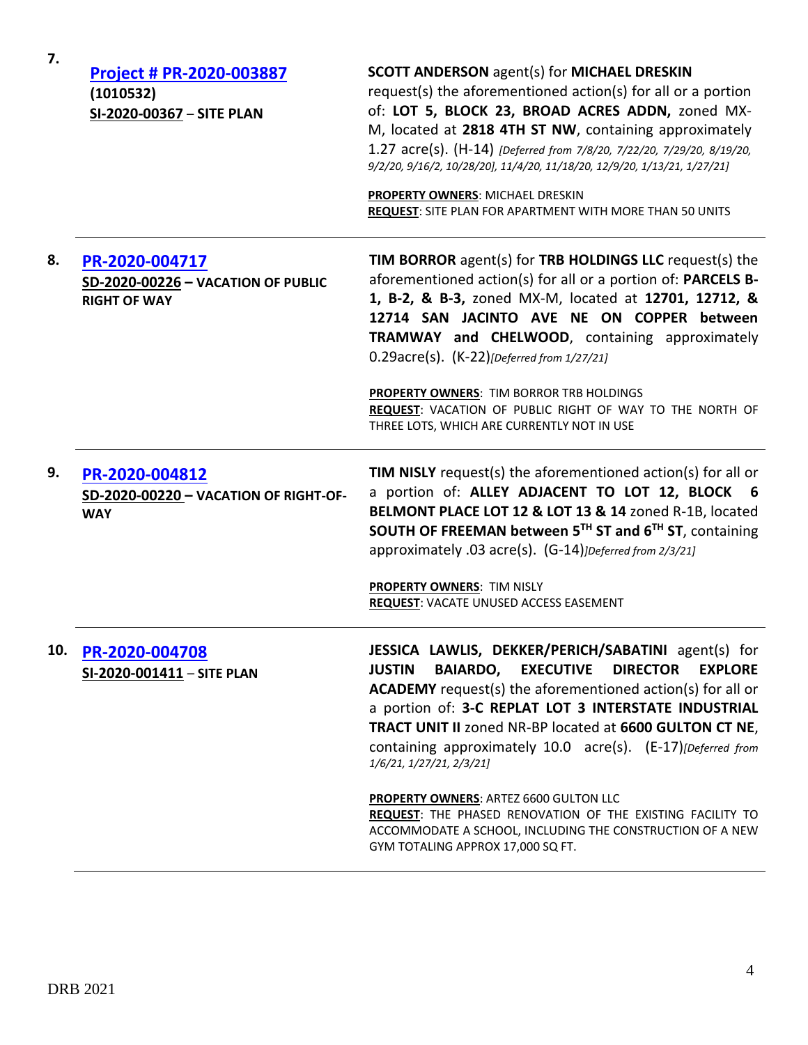| | | |
|---|---|---|
| **7.** | **Project # PR-2020-003887**<br>**(1010532)**<br>**SI-2020-00367 – SITE PLAN** | **SCOTT ANDERSON** agent(s) for **MICHAEL DRESKIN** request(s) the aforementioned action(s) for all or a portion of: **LOT 5, BLOCK 23, BROAD ACRES ADDN,** zoned MX-M, located at **2818 4TH ST NW**, containing approximately 1.27 acre(s). (H-14) *[Deferred from 7/8/20, 7/22/20, 7/29/20, 8/19/20, 9/2/20, 9/16/2, 10/28/20], 11/4/20, 11/18/20, 12/9/20, 1/13/21, 1/27/21]*<br><br>**PROPERTY OWNERS**: MICHAEL DRESKIN<br>**REQUEST**: SITE PLAN FOR APARTMENT WITH MORE THAN 50 UNITS |
| **8.** | **PR-2020-004717**<br>**SD-2020-00226 – VACATION OF PUBLIC RIGHT OF WAY** | **TIM BORROR** agent(s) for **TRB HOLDINGS LLC** request(s) the aforementioned action(s) for all or a portion of: **PARCELS B-1, B-2, & B-3,** zoned MX-M, located at **12701, 12712, & 12714 SAN JACINTO AVE NE ON COPPER between TRAMWAY and CHELWOOD**, containing approximately 0.29acre(s). (K-22)*[Deferred from 1/27/21]*<br><br>**PROPERTY OWNERS**: TIM BORROR TRB HOLDINGS<br>**REQUEST**: VACATION OF PUBLIC RIGHT OF WAY TO THE NORTH OF THREE LOTS, WHICH ARE CURRENTLY NOT IN USE |
| **9.** | **PR-2020-004812**<br>**SD-2020-00220 – VACATION OF RIGHT-OF-WAY** | **TIM NISLY** request(s) the aforementioned action(s) for all or a portion of: **ALLEY ADJACENT TO LOT 12, BLOCK 6 BELMONT PLACE LOT 12 & LOT 13 & 14** zoned R-1B, located **SOUTH OF FREEMAN between 5TH ST and 6TH ST**, containing approximately .03 acre(s). (G-14)*]Deferred from 2/3/21]*<br><br>**PROPERTY OWNERS**: TIM NISLY<br>**REQUEST**: VACATE UNUSED ACCESS EASEMENT |
| **10.** | **PR-2020-004708**<br>**SI-2020-001411 – SITE PLAN** | **JESSICA LAWLIS, DEKKER/PERICH/SABATINI** agent(s) for **JUSTIN BAIARDO, EXECUTIVE DIRECTOR EXPLORE ACADEMY** request(s) the aforementioned action(s) for all or a portion of: **3-C REPLAT LOT 3 INTERSTATE INDUSTRIAL TRACT UNIT II** zoned NR-BP located at **6600 GULTON CT NE**, containing approximately 10.0 acre(s). (E-17)*[Deferred from 1/6/21, 1/27/21, 2/3/21]*<br><br>**PROPERTY OWNERS**: ARTEZ 6600 GULTON LLC<br>**REQUEST**: THE PHASED RENOVATION OF THE EXISTING FACILITY TO ACCOMMODATE A SCHOOL, INCLUDING THE CONSTRUCTION OF A NEW GYM TOTALING APPROX 17,000 SQ FT. |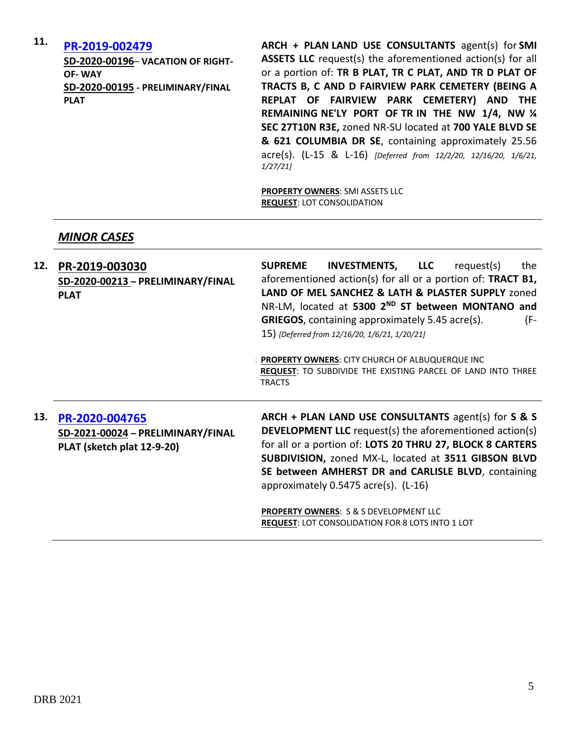**11.** **[PR-2019-002479]**

**SD-2020-00196– VACATION OF RIGHT-OF- WAY**

**SD-2020-00195 - PRELIMINARY/FINAL PLAT**

**ARCH + PLAN LAND USE CONSULTANTS** agent(s) for **SMI ASSETS LLC** request(s) the aforementioned action(s) for all or a portion of: **TR B PLAT, TR C PLAT, AND TR D PLAT OF TRACTS B, C AND D FAIRVIEW PARK CEMETERY (BEING A REPLAT OF FAIRVIEW PARK CEMETERY) AND THE REMAINING NE'LY PORT OF TR IN THE NW 1/4, NW ¼ SEC 27T10N R3E,** zoned NR-SU located at **700 YALE BLVD SE & 621 COLUMBIA DR SE**, containing approximately 25.56 acre(s). (L-15 & L-16) *[Deferred from 12/2/20, 12/16/20, 1/6/21, 1/27/21]*

**PROPERTY OWNERS**: SMI ASSETS LLC
**REQUEST**: LOT CONSOLIDATION

---

## *MINOR CASES*

---

**12.** **PR-2019-003030**

**SD-2020-00213 – PRELIMINARY/FINAL PLAT**

**SUPREME INVESTMENTS, LLC** request(s) the aforementioned action(s) for all or a portion of: **TRACT B1, LAND OF MEL SANCHEZ & LATH & PLASTER SUPPLY** zoned NR-LM, located at **5300 2ND ST between MONTANO and GRIEGOS**, containing approximately 5.45 acre(s). (F-15) *{Deferred from 12/16/20, 1/6/21, 1/20/21]*

**PROPERTY OWNERS**: CITY CHURCH OF ALBUQUERQUE INC
**REQUEST**: TO SUBDIVIDE THE EXISTING PARCEL OF LAND INTO THREE TRACTS

---

**13.** **[PR-2020-004765]**

**SD-2021-00024 – PRELIMINARY/FINAL PLAT (sketch plat 12-9-20)**

**ARCH + PLAN LAND USE CONSULTANTS** agent(s) for **S & S DEVELOPMENT LLC** request(s) the aforementioned action(s) for all or a portion of: **LOTS 20 THRU 27, BLOCK 8 CARTERS SUBDIVISION,** zoned MX-L, located at **3511 GIBSON BLVD SE between AMHERST DR and CARLISLE BLVD**, containing approximately 0.5475 acre(s). (L-16)

**PROPERTY OWNERS**: S & S DEVELOPMENT LLC
**REQUEST**: LOT CONSOLIDATION FOR 8 LOTS INTO 1 LOT

---

DRB 2021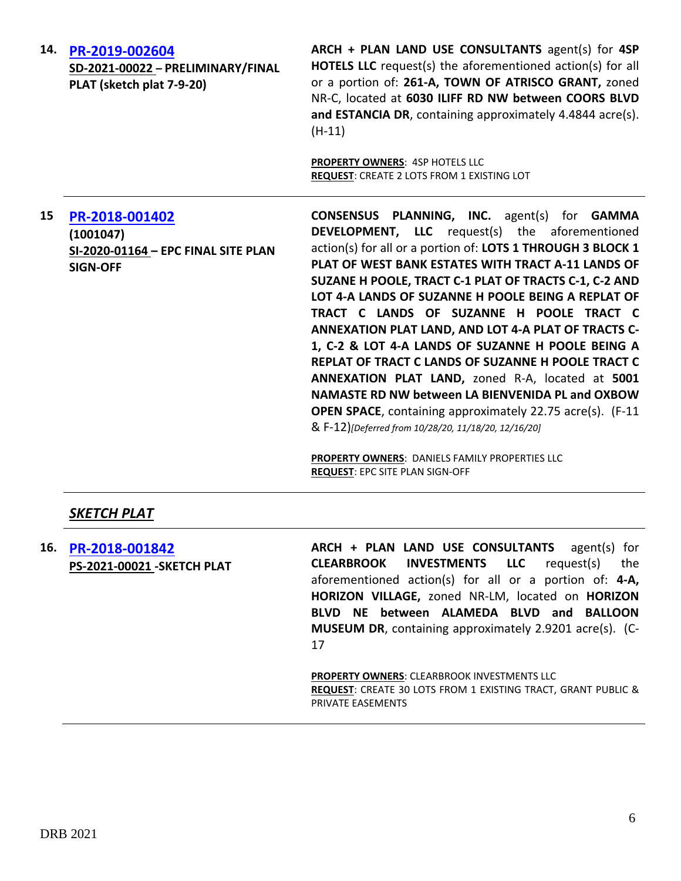| | | |
|---|---|---|
| **14.** | **[PR-2019-002604](#)**<br>**SD-2021-00022 – PRELIMINARY/FINAL PLAT (sketch plat 7-9-20)** | **ARCH + PLAN LAND USE CONSULTANTS** agent(s) for **4SP HOTELS LLC** request(s) the aforementioned action(s) for all or a portion of: **261-A, TOWN OF ATRISCO GRANT,** zoned NR-C, located at **6030 ILIFF RD NW between COORS BLVD and ESTANCIA DR**, containing approximately 4.4844 acre(s). (H-11)<br><br>**PROPERTY OWNERS**: 4SP HOTELS LLC<br>**REQUEST**: CREATE 2 LOTS FROM 1 EXISTING LOT |
| **15** | **[PR-2018-001402](#)**<br>**(1001047)**<br>**SI-2020-01164 – EPC FINAL SITE PLAN SIGN-OFF** | **CONSENSUS PLANNING, INC.** agent(s) for **GAMMA DEVELOPMENT, LLC** request(s) the aforementioned action(s) for all or a portion of: **LOTS 1 THROUGH 3 BLOCK 1 PLAT OF WEST BANK ESTATES WITH TRACT A-11 LANDS OF SUZANE H POOLE, TRACT C-1 PLAT OF TRACTS C-1, C-2 AND LOT 4-A LANDS OF SUZANNE H POOLE BEING A REPLAT OF TRACT C LANDS OF SUZANNE H POOLE TRACT C ANNEXATION PLAT LAND, AND LOT 4-A PLAT OF TRACTS C-1, C-2 & LOT 4-A LANDS OF SUZANNE H POOLE BEING A REPLAT OF TRACT C LANDS OF SUZANNE H POOLE TRACT C ANNEXATION PLAT LAND,** zoned R-A, located at **5001 NAMASTE RD NW between LA BIENVENIDA PL and OXBOW OPEN SPACE**, containing approximately 22.75 acre(s). (F-11 & F-12)*[Deferred from 10/28/20, 11/18/20, 12/16/20]*<br><br>**PROPERTY OWNERS**: DANIELS FAMILY PROPERTIES LLC<br>**REQUEST**: EPC SITE PLAN SIGN-OFF |

## ***SKETCH PLAT***

| | | |
|---|---|---|
| **16.** | **[PR-2018-001842](#)**<br>**PS-2021-00021 -SKETCH PLAT** | **ARCH + PLAN LAND USE CONSULTANTS** agent(s) for **CLEARBROOK INVESTMENTS LLC** request(s) the aforementioned action(s) for all or a portion of: **4-A, HORIZON VILLAGE,** zoned NR-LM, located on **HORIZON BLVD NE between ALAMEDA BLVD and BALLOON MUSEUM DR**, containing approximately 2.9201 acre(s). (C-17<br><br>**PROPERTY OWNERS**: CLEARBROOK INVESTMENTS LLC<br>**REQUEST**: CREATE 30 LOTS FROM 1 EXISTING TRACT, GRANT PUBLIC & PRIVATE EASEMENTS |

DRB 2021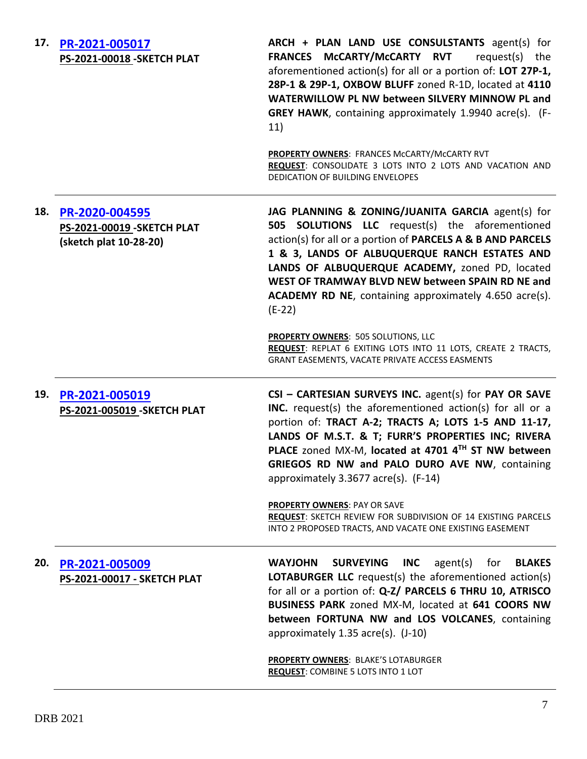**17.** **[PR-2021-005017](#)**
**PS-2021-00018 -SKETCH PLAT**

**ARCH + PLAN LAND USE CONSULTANTS** agent(s) for **FRANCES McCARTY/McCARTY RVT** request(s) the aforementioned action(s) for all or a portion of: **LOT 27P-1, 28P-1 & 29P-1, OXBOW BLUFF** zoned R-1D, located at **4110 WATERWILLOW PL NW between SILVERY MINNOW PL and GREY HAWK**, containing approximately 1.9940 acre(s). (F-11)

**PROPERTY OWNERS**: FRANCES McCARTY/McCARTY RVT
**REQUEST**: CONSOLIDATE 3 LOTS INTO 2 LOTS AND VACATION AND DEDICATION OF BUILDING ENVELOPES

---

**18.** **[PR-2020-004595](#)**
**PS-2021-00019 -SKETCH PLAT**
**(sketch plat 10-28-20)**

**JAG PLANNING & ZONING/JUANITA GARCIA** agent(s) for **505 SOLUTIONS LLC** request(s) the aforementioned action(s) for all or a portion of **PARCELS A & B AND PARCELS 1 & 3, LANDS OF ALBUQUERQUE RANCH ESTATES AND LANDS OF ALBUQUERQUE ACADEMY,** zoned PD, located **WEST OF TRAMWAY BLVD NEW between SPAIN RD NE and ACADEMY RD NE**, containing approximately 4.650 acre(s). (E-22)

**PROPERTY OWNERS**: 505 SOLUTIONS, LLC
**REQUEST**: REPLAT 6 EXITING LOTS INTO 11 LOTS, CREATE 2 TRACTS, GRANT EASEMENTS, VACATE PRIVATE ACCESS EASMENTS

---

**19.** **[PR-2021-005019](#)**
**PS-2021-005019 -SKETCH PLAT**

**CSI – CARTESIAN SURVEYS INC.** agent(s) for **PAY OR SAVE INC.** request(s) the aforementioned action(s) for all or a portion of: **TRACT A-2; TRACTS A; LOTS 1-5 AND 11-17, LANDS OF M.S.T. & T; FURR'S PROPERTIES INC; RIVERA PLACE** zoned MX-M, **located at 4701 4TH ST NW between GRIEGOS RD NW and PALO DURO AVE NW**, containing approximately 3.3677 acre(s). (F-14)

**PROPERTY OWNERS**: PAY OR SAVE
**REQUEST**: SKETCH REVIEW FOR SUBDIVISION OF 14 EXISTING PARCELS INTO 2 PROPOSED TRACTS, AND VACATE ONE EXISTING EASEMENT

---

**20.** **[PR-2021-005009](#)**
**PS-2021-00017 - SKETCH PLAT**

**WAYJOHN SURVEYING INC** agent(s) for **BLAKES LOTABURGER LLC** request(s) the aforementioned action(s) for all or a portion of: **Q-Z/ PARCELS 6 THRU 10, ATRISCO BUSINESS PARK** zoned MX-M, located at **641 COORS NW between FORTUNA NW and LOS VOLCANES**, containing approximately 1.35 acre(s). (J-10)

**PROPERTY OWNERS**: BLAKE'S LOTABURGER
**REQUEST**: COMBINE 5 LOTS INTO 1 LOT

---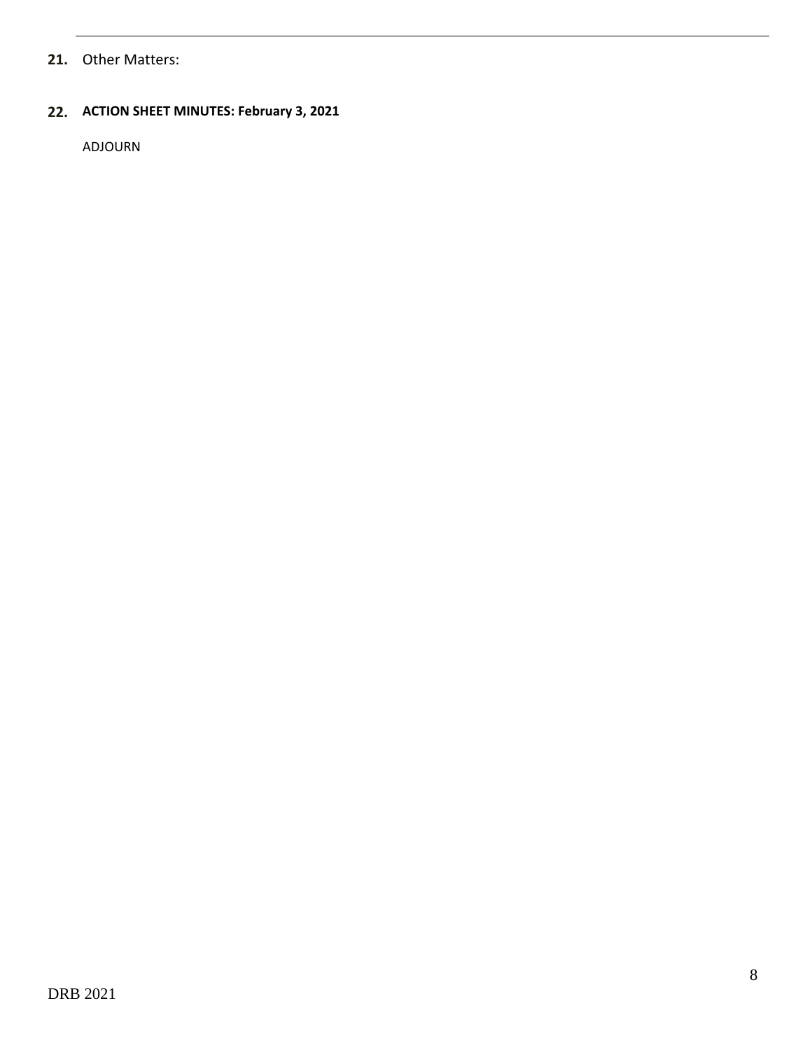**21.** Other Matters:

**22. ACTION SHEET MINUTES: February 3, 2021**

ADJOURN